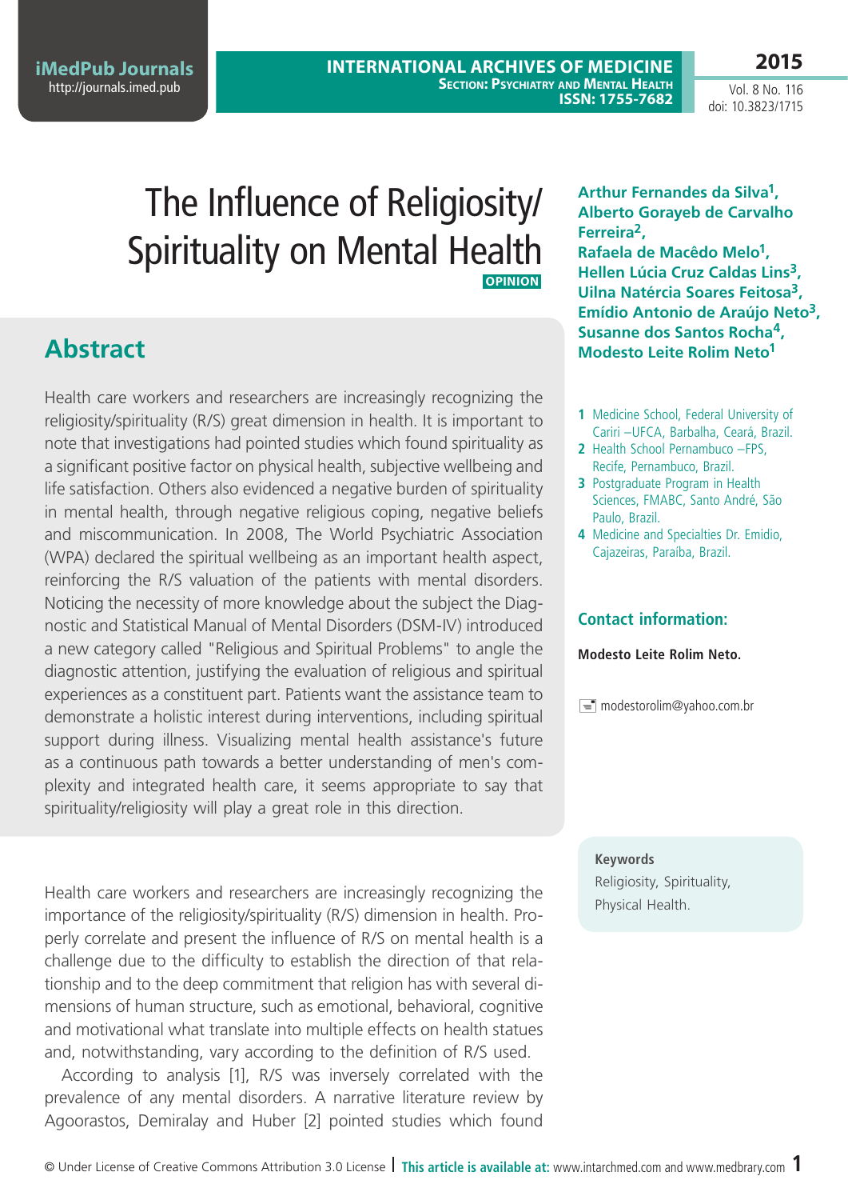# The Influence of Religiosity/Spirituality on Mental Health

**OPINION**

**Arthur Fernandes da Silva[1], Alberto Gorayeb de Carvalho Ferreira[2], Rafaela de Macêdo Melo[1], Hellen Lúcia Cruz Caldas Lins[3], Uilna Natércia Soares Feitosa[3], Emídio Antonio de Araújo Neto[3], Susanne dos Santos Rocha[4], Modesto Leite Rolim Neto[1]**

1. Medicine School, Federal University of Cariri –UFCA, Barbalha, Ceará, Brazil.
2. Health School Pernambuco –FPS, Recife, Pernambuco, Brazil.
3. Postgraduate Program in Health Sciences, FMABC, Santo André, São Paulo, Brazil.
4. Medicine and Specialties Dr. Emidio, Cajazeiras, Paraíba, Brazil.

**Contact information:**

**Modesto Leite Rolim Neto.**

modestorolim@yahoo.com.br

## Abstract

Health care workers and researchers are increasingly recognizing the religiosity/spirituality (R/S) great dimension in health. It is important to note that investigations had pointed studies which found spirituality as a significant positive factor on physical health, subjective wellbeing and life satisfaction. Others also evidenced a negative burden of spirituality in mental health, through negative religious coping, negative beliefs and miscommunication. In 2008, The World Psychiatric Association (WPA) declared the spiritual wellbeing as an important health aspect, reinforcing the R/S valuation of the patients with mental disorders. Noticing the necessity of more knowledge about the subject the Diagnostic and Statistical Manual of Mental Disorders (DSM-IV) introduced a new category called "Religious and Spiritual Problems" to angle the diagnostic attention, justifying the evaluation of religious and spiritual experiences as a constituent part. Patients want the assistance team to demonstrate a holistic interest during interventions, including spiritual support during illness. Visualizing mental health assistance's future as a continuous path towards a better understanding of men's complexity and integrated health care, it seems appropriate to say that spirituality/religiosity will play a great role in this direction.

**Keywords**

Religiosity, Spirituality, Physical Health.

Health care workers and researchers are increasingly recognizing the importance of the religiosity/spirituality (R/S) dimension in health. Properly correlate and present the influence of R/S on mental health is a challenge due to the difficulty to establish the direction of that relationship and to the deep commitment that religion has with several dimensions of human structure, such as emotional, behavioral, cognitive and motivational what translate into multiple effects on health statues and, notwithstanding, vary according to the definition of R/S used.

According to analysis [1], R/S was inversely correlated with the prevalence of any mental disorders. A narrative literature review by Agoorastos, Demiralay and Huber [2] pointed studies which found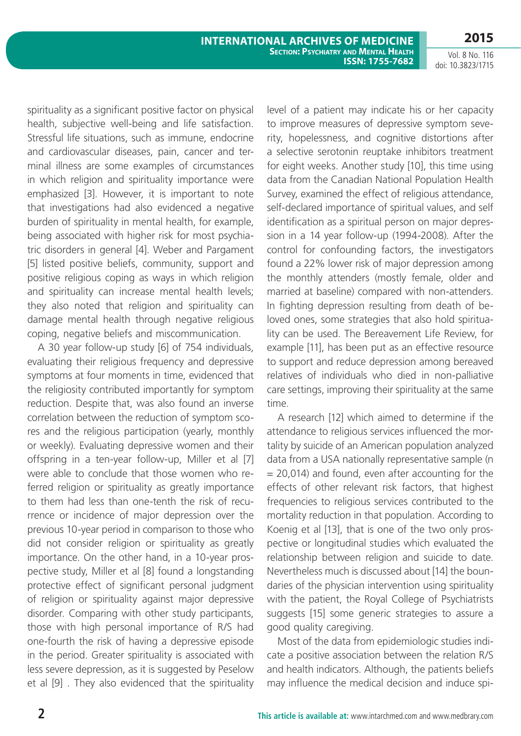spirituality as a significant positive factor on physical health, subjective well-being and life satisfaction. Stressful life situations, such as immune, endocrine and cardiovascular diseases, pain, cancer and terminal illness are some examples of circumstances in which religion and spirituality importance were emphasized [3]. However, it is important to note that investigations had also evidenced a negative burden of spirituality in mental health, for example, being associated with higher risk for most psychiatric disorders in general [4]. Weber and Pargament [5] listed positive beliefs, community, support and positive religious coping as ways in which religion and spirituality can increase mental health levels; they also noted that religion and spirituality can damage mental health through negative religious coping, negative beliefs and miscommunication.

A 30 year follow-up study [6] of 754 individuals, evaluating their religious frequency and depressive symptoms at four moments in time, evidenced that the religiosity contributed importantly for symptom reduction. Despite that, was also found an inverse correlation between the reduction of symptom scores and the religious participation (yearly, monthly or weekly). Evaluating depressive women and their offspring in a ten-year follow-up, Miller et al [7] were able to conclude that those women who referred religion or spirituality as greatly importance to them had less than one-tenth the risk of recurrence or incidence of major depression over the previous 10-year period in comparison to those who did not consider religion or spirituality as greatly importance. On the other hand, in a 10-year prospective study, Miller et al [8] found a longstanding protective effect of significant personal judgment of religion or spirituality against major depressive disorder. Comparing with other study participants, those with high personal importance of R/S had one-fourth the risk of having a depressive episode in the period. Greater spirituality is associated with less severe depression, as it is suggested by Peselow et al [9] . They also evidenced that the spirituality level of a patient may indicate his or her capacity to improve measures of depressive symptom severity, hopelessness, and cognitive distortions after a selective serotonin reuptake inhibitors treatment for eight weeks. Another study [10], this time using data from the Canadian National Population Health Survey, examined the effect of religious attendance, self-declared importance of spiritual values, and self identification as a spiritual person on major depression in a 14 year follow-up (1994-2008). After the control for confounding factors, the investigators found a 22% lower risk of major depression among the monthly attenders (mostly female, older and married at baseline) compared with non-attenders. In fighting depression resulting from death of beloved ones, some strategies that also hold spirituality can be used. The Bereavement Life Review, for example [11], has been put as an effective resource to support and reduce depression among bereaved relatives of individuals who died in non-palliative care settings, improving their spirituality at the same time.

A research [12] which aimed to determine if the attendance to religious services influenced the mortality by suicide of an American population analyzed data from a USA nationally representative sample (n = 20,014) and found, even after accounting for the effects of other relevant risk factors, that highest frequencies to religious services contributed to the mortality reduction in that population. According to Koenig et al [13], that is one of the two only prospective or longitudinal studies which evaluated the relationship between religion and suicide to date. Nevertheless much is discussed about [14] the boundaries of the physician intervention using spirituality with the patient, the Royal College of Psychiatrists suggests [15] some generic strategies to assure a good quality caregiving.

Most of the data from epidemiologic studies indicate a positive association between the relation R/S and health indicators. Although, the patients beliefs may influence the medical decision and induce spi-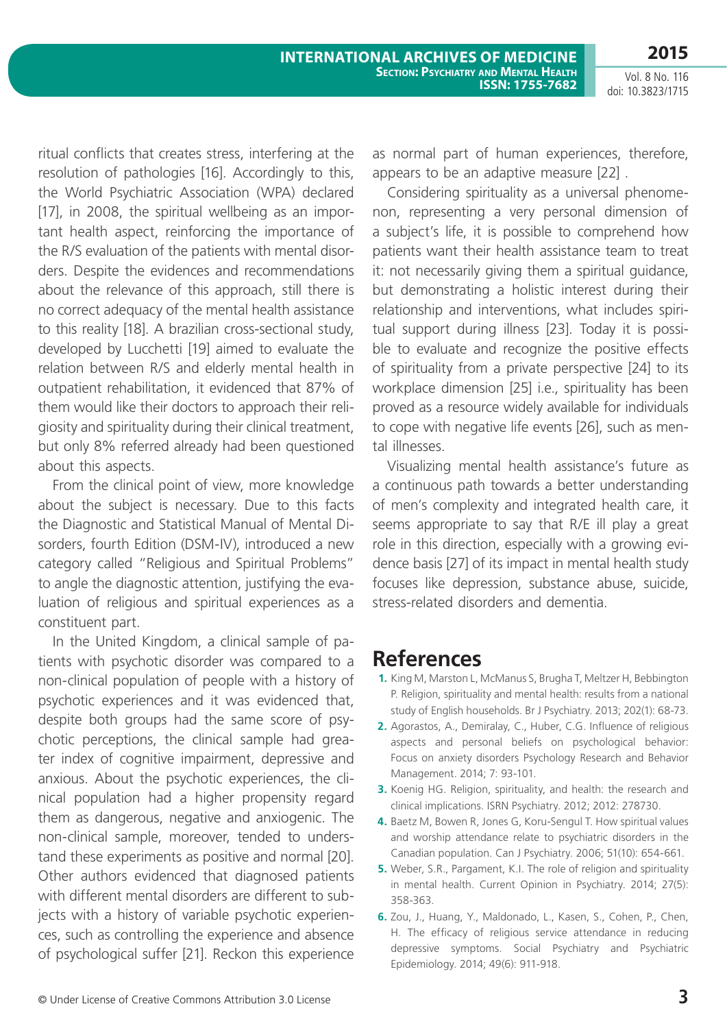ritual conflicts that creates stress, interfering at the resolution of pathologies [16]. Accordingly to this, the World Psychiatric Association (WPA) declared [17], in 2008, the spiritual wellbeing as an important health aspect, reinforcing the importance of the R/S evaluation of the patients with mental disorders. Despite the evidences and recommendations about the relevance of this approach, still there is no correct adequacy of the mental health assistance to this reality [18]. A brazilian cross-sectional study, developed by Lucchetti [19] aimed to evaluate the relation between R/S and elderly mental health in outpatient rehabilitation, it evidenced that 87% of them would like their doctors to approach their religiosity and spirituality during their clinical treatment, but only 8% referred already had been questioned about this aspects.

From the clinical point of view, more knowledge about the subject is necessary. Due to this facts the Diagnostic and Statistical Manual of Mental Disorders, fourth Edition (DSM-IV), introduced a new category called "Religious and Spiritual Problems" to angle the diagnostic attention, justifying the evaluation of religious and spiritual experiences as a constituent part.

In the United Kingdom, a clinical sample of patients with psychotic disorder was compared to a non-clinical population of people with a history of psychotic experiences and it was evidenced that, despite both groups had the same score of psychotic perceptions, the clinical sample had greater index of cognitive impairment, depressive and anxious. About the psychotic experiences, the clinical population had a higher propensity regard them as dangerous, negative and anxiogenic. The non-clinical sample, moreover, tended to understand these experiments as positive and normal [20]. Other authors evidenced that diagnosed patients with different mental disorders are different to subjects with a history of variable psychotic experiences, such as controlling the experience and absence of psychological suffer [21]. Reckon this experience as normal part of human experiences, therefore, appears to be an adaptive measure [22] .

Considering spirituality as a universal phenomenon, representing a very personal dimension of a subject's life, it is possible to comprehend how patients want their health assistance team to treat it: not necessarily giving them a spiritual guidance, but demonstrating a holistic interest during their relationship and interventions, what includes spiritual support during illness [23]. Today it is possible to evaluate and recognize the positive effects of spirituality from a private perspective [24] to its workplace dimension [25] i.e., spirituality has been proved as a resource widely available for individuals to cope with negative life events [26], such as mental illnesses.

Visualizing mental health assistance's future as a continuous path towards a better understanding of men's complexity and integrated health care, it seems appropriate to say that R/E ill play a great role in this direction, especially with a growing evidence basis [27] of its impact in mental health study focuses like depression, substance abuse, suicide, stress-related disorders and dementia.

## References

1. King M, Marston L, McManus S, Brugha T, Meltzer H, Bebbington P. Religion, spirituality and mental health: results from a national study of English households. Br J Psychiatry. 2013; 202(1): 68-73.
2. Agorastos, A., Demiralay, C., Huber, C.G. Influence of religious aspects and personal beliefs on psychological behavior: Focus on anxiety disorders Psychology Research and Behavior Management. 2014; 7: 93-101.
3. Koenig HG. Religion, spirituality, and health: the research and clinical implications. ISRN Psychiatry. 2012; 2012: 278730.
4. Baetz M, Bowen R, Jones G, Koru-Sengul T. How spiritual values and worship attendance relate to psychiatric disorders in the Canadian population. Can J Psychiatry. 2006; 51(10): 654-661.
5. Weber, S.R., Pargament, K.I. The role of religion and spirituality in mental health. Current Opinion in Psychiatry. 2014; 27(5): 358-363.
6. Zou, J., Huang, Y., Maldonado, L., Kasen, S., Cohen, P., Chen, H. The efficacy of religious service attendance in reducing depressive symptoms. Social Psychiatry and Psychiatric Epidemiology. 2014; 49(6): 911-918.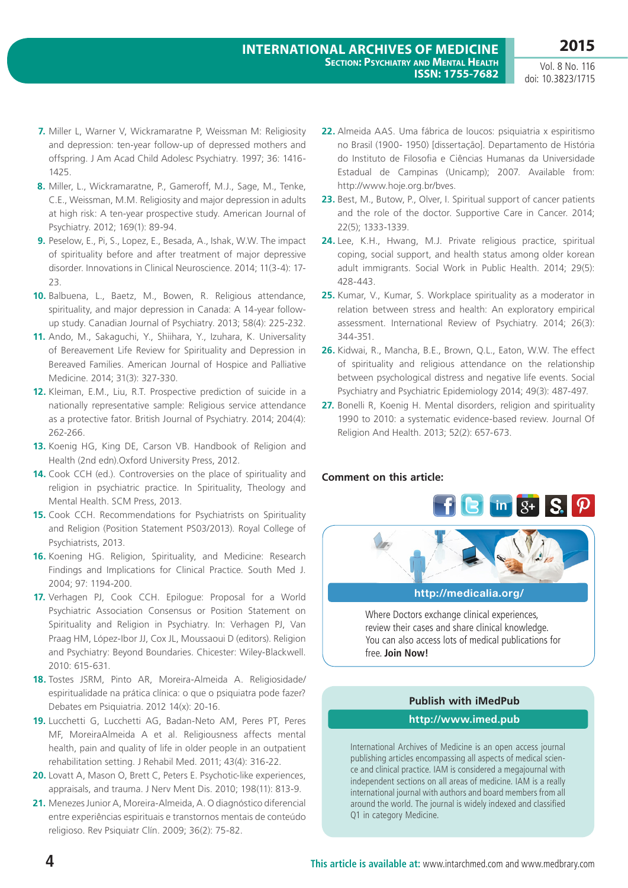7. Miller L, Warner V, Wickramaratne P, Weissman M: Religiosity and depression: ten-year follow-up of depressed mothers and offspring. J Am Acad Child Adolesc Psychiatry. 1997; 36: 1416-1425.
8. Miller, L., Wickramaratne, P., Gameroff, M.J., Sage, M., Tenke, C.E., Weissman, M.M. Religiosity and major depression in adults at high risk: A ten-year prospective study. American Journal of Psychiatry. 2012; 169(1): 89-94.
9. Peselow, E., Pi, S., Lopez, E., Besada, A., Ishak, W.W. The impact of spirituality before and after treatment of major depressive disorder. Innovations in Clinical Neuroscience. 2014; 11(3-4): 17-23.
10. Balbuena, L., Baetz, M., Bowen, R. Religious attendance, spirituality, and major depression in Canada: A 14-year follow-up study. Canadian Journal of Psychiatry. 2013; 58(4): 225-232.
11. Ando, M., Sakaguchi, Y., Shiihara, Y., Izuhara, K. Universality of Bereavement Life Review for Spirituality and Depression in Bereaved Families. American Journal of Hospice and Palliative Medicine. 2014; 31(3): 327-330.
12. Kleiman, E.M., Liu, R.T. Prospective prediction of suicide in a nationally representative sample: Religious service attendance as a protective fator. British Journal of Psychiatry. 2014; 204(4): 262-266.
13. Koenig HG, King DE, Carson VB. Handbook of Religion and Health (2nd edn).Oxford University Press, 2012.
14. Cook CCH (ed.). Controversies on the place of spirituality and religion in psychiatric practice. In Spirituality, Theology and Mental Health. SCM Press, 2013.
15. Cook CCH. Recommendations for Psychiatrists on Spirituality and Religion (Position Statement PS03/2013). Royal College of Psychiatrists, 2013.
16. Koening HG. Religion, Spirituality, and Medicine: Research Findings and Implications for Clinical Practice. South Med J. 2004; 97: 1194-200.
17. Verhagen PJ, Cook CCH. Epilogue: Proposal for a World Psychiatric Association Consensus or Position Statement on Spirituality and Religion in Psychiatry. In: Verhagen PJ, Van Praag HM, López-Ibor JJ, Cox JL, Moussaoui D (editors). Religion and Psychiatry: Beyond Boundaries. Chicester: Wiley-Blackwell. 2010: 615-631.
18. Tostes JSRM, Pinto AR, Moreira-Almeida A. Religiosidade/espiritualidade na prática clínica: o que o psiquiatra pode fazer? Debates em Psiquiatria. 2012 14(x): 20-16.
19. Lucchetti G, Lucchetti AG, Badan-Neto AM, Peres PT, Peres MF, MoreiraAlmeida A et al. Religiousness affects mental health, pain and quality of life in older people in an outpatient rehabilitation setting. J Rehabil Med. 2011; 43(4): 316-22.
20. Lovatt A, Mason O, Brett C, Peters E. Psychotic-like experiences, appraisals, and trauma. J Nerv Ment Dis. 2010; 198(11): 813-9.
21. Menezes Junior A, Moreira-Almeida, A. O diagnóstico diferencial entre experiências espirituais e transtornos mentais de conteúdo religioso. Rev Psiquiatr Clín. 2009; 36(2): 75-82.
22. Almeida AAS. Uma fábrica de loucos: psiquiatria x espiritismo no Brasil (1900- 1950) [dissertação]. Departamento de História do Instituto de Filosofia e Ciências Humanas da Universidade Estadual de Campinas (Unicamp); 2007. Available from: http://www.hoje.org.br/bves.
23. Best, M., Butow, P., Olver, I. Spiritual support of cancer patients and the role of the doctor. Supportive Care in Cancer. 2014; 22(5); 1333-1339.
24. Lee, K.H., Hwang, M.J. Private religious practice, spiritual coping, social support, and health status among older korean adult immigrants. Social Work in Public Health. 2014; 29(5): 428-443.
25. Kumar, V., Kumar, S. Workplace spirituality as a moderator in relation between stress and health: An exploratory empirical assessment. International Review of Psychiatry. 2014; 26(3): 344-351.
26. Kidwai, R., Mancha, B.E., Brown, Q.L., Eaton, W.W. The effect of spirituality and religious attendance on the relationship between psychological distress and negative life events. Social Psychiatry and Psychiatric Epidemiology 2014; 49(3): 487-497.
27. Bonelli R, Koenig H. Mental disorders, religion and spirituality 1990 to 2010: a systematic evidence-based review. Journal Of Religion And Health. 2013; 52(2): 657-673.

**Comment on this article:**

http://medicalia.org/

Where Doctors exchange clinical experiences, review their cases and share clinical knowledge. You can also access lots of medical publications for free. **Join Now!**

**Publish with iMedPub**

**http://www.imed.pub**

International Archives of Medicine is an open access journal publishing articles encompassing all aspects of medical science and clinical practice. IAM is considered a megajournal with independent sections on all areas of medicine. IAM is a really international journal with authors and board members from all around the world. The journal is widely indexed and classified Q1 in category Medicine.